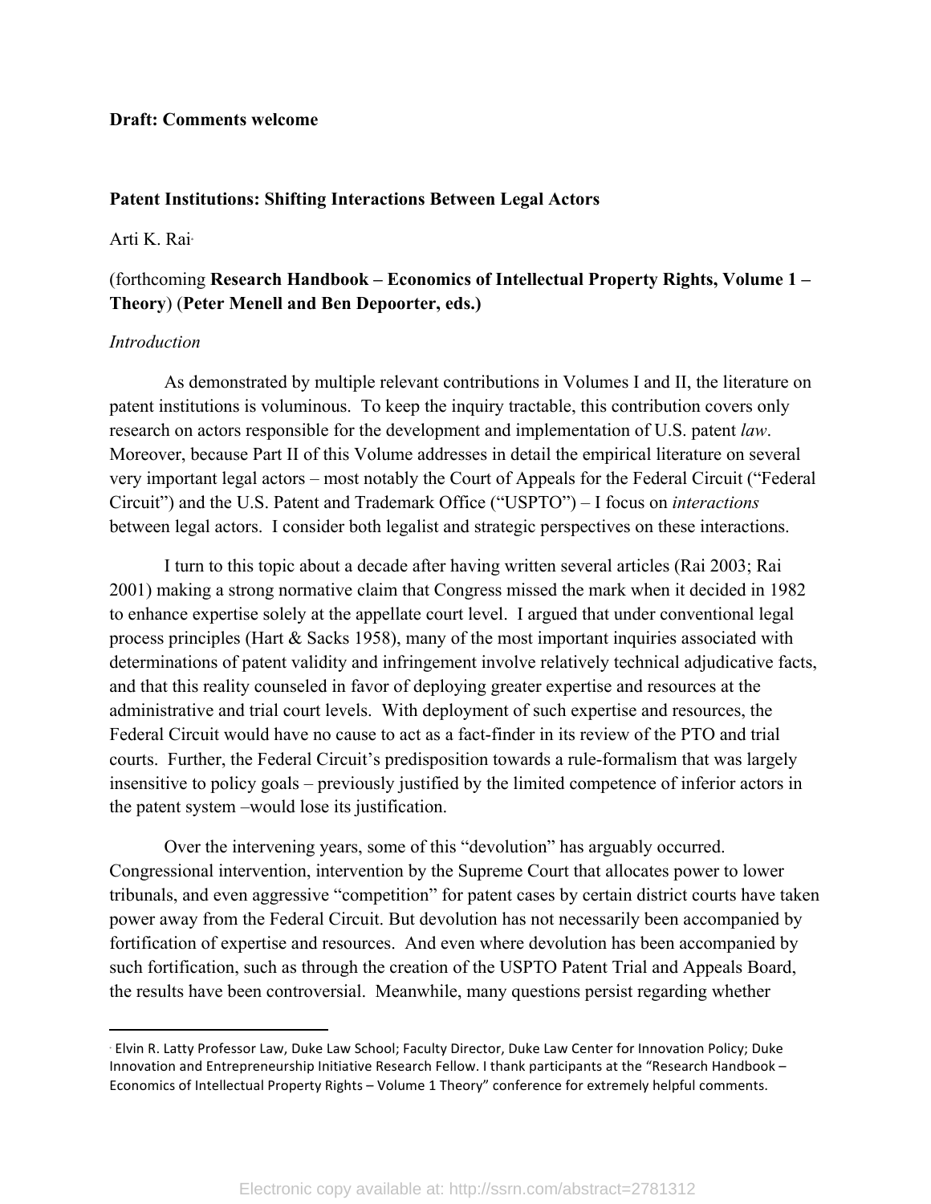**Draft: Comments welcome**

**Patent Institutions: Shifting Interactions Between Legal Actors**

Arti K. Rai[*]

(forthcoming **Research Handbook – Economics of Intellectual Property Rights, Volume 1 – Theory**) (**Peter Menell and Ben Depoorter, eds.)**

*Introduction*

As demonstrated by multiple relevant contributions in Volumes I and II, the literature on patent institutions is voluminous. To keep the inquiry tractable, this contribution covers only research on actors responsible for the development and implementation of U.S. patent *law*. Moreover, because Part II of this Volume addresses in detail the empirical literature on several very important legal actors – most notably the Court of Appeals for the Federal Circuit ("Federal Circuit") and the U.S. Patent and Trademark Office ("USPTO") – I focus on *interactions* between legal actors. I consider both legalist and strategic perspectives on these interactions.

I turn to this topic about a decade after having written several articles (Rai 2003; Rai 2001) making a strong normative claim that Congress missed the mark when it decided in 1982 to enhance expertise solely at the appellate court level. I argued that under conventional legal process principles (Hart & Sacks 1958), many of the most important inquiries associated with determinations of patent validity and infringement involve relatively technical adjudicative facts, and that this reality counseled in favor of deploying greater expertise and resources at the administrative and trial court levels. With deployment of such expertise and resources, the Federal Circuit would have no cause to act as a fact-finder in its review of the PTO and trial courts. Further, the Federal Circuit's predisposition towards a rule-formalism that was largely insensitive to policy goals – previously justified by the limited competence of inferior actors in the patent system –would lose its justification.

Over the intervening years, some of this "devolution" has arguably occurred. Congressional intervention, intervention by the Supreme Court that allocates power to lower tribunals, and even aggressive "competition" for patent cases by certain district courts have taken power away from the Federal Circuit. But devolution has not necessarily been accompanied by fortification of expertise and resources. And even where devolution has been accompanied by such fortification, such as through the creation of the USPTO Patent Trial and Appeals Board, the results have been controversial. Meanwhile, many questions persist regarding whether

---

[*] Elvin R. Latty Professor Law, Duke Law School; Faculty Director, Duke Law Center for Innovation Policy; Duke Innovation and Entrepreneurship Initiative Research Fellow. I thank participants at the "Research Handbook – Economics of Intellectual Property Rights – Volume 1 Theory" conference for extremely helpful comments.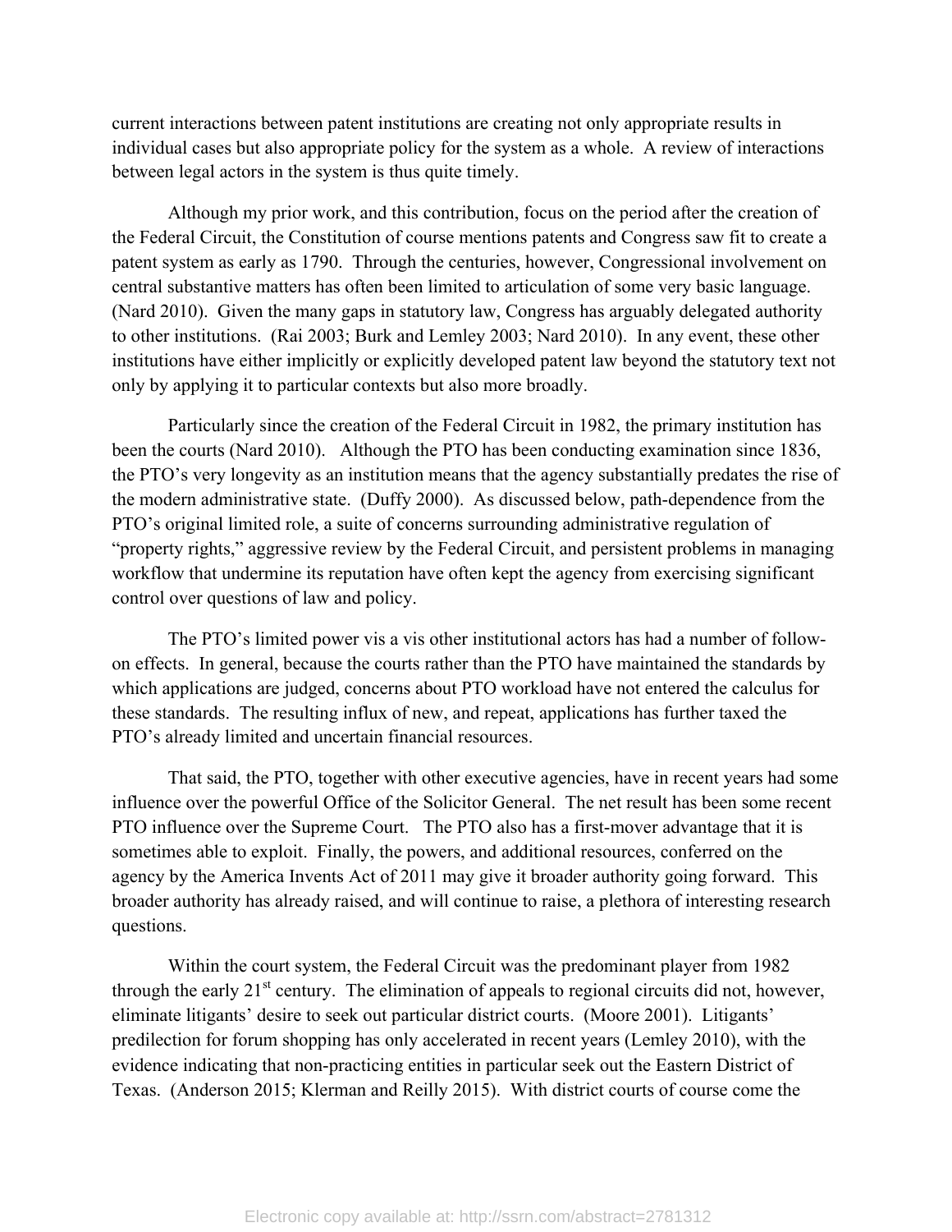current interactions between patent institutions are creating not only appropriate results in individual cases but also appropriate policy for the system as a whole. A review of interactions between legal actors in the system is thus quite timely.

Although my prior work, and this contribution, focus on the period after the creation of the Federal Circuit, the Constitution of course mentions patents and Congress saw fit to create a patent system as early as 1790. Through the centuries, however, Congressional involvement on central substantive matters has often been limited to articulation of some very basic language. (Nard 2010). Given the many gaps in statutory law, Congress has arguably delegated authority to other institutions. (Rai 2003; Burk and Lemley 2003; Nard 2010). In any event, these other institutions have either implicitly or explicitly developed patent law beyond the statutory text not only by applying it to particular contexts but also more broadly.

Particularly since the creation of the Federal Circuit in 1982, the primary institution has been the courts (Nard 2010). Although the PTO has been conducting examination since 1836, the PTO's very longevity as an institution means that the agency substantially predates the rise of the modern administrative state. (Duffy 2000). As discussed below, path-dependence from the PTO's original limited role, a suite of concerns surrounding administrative regulation of "property rights," aggressive review by the Federal Circuit, and persistent problems in managing workflow that undermine its reputation have often kept the agency from exercising significant control over questions of law and policy.

The PTO's limited power vis a vis other institutional actors has had a number of follow-on effects. In general, because the courts rather than the PTO have maintained the standards by which applications are judged, concerns about PTO workload have not entered the calculus for these standards. The resulting influx of new, and repeat, applications has further taxed the PTO's already limited and uncertain financial resources.

That said, the PTO, together with other executive agencies, have in recent years had some influence over the powerful Office of the Solicitor General. The net result has been some recent PTO influence over the Supreme Court. The PTO also has a first-mover advantage that it is sometimes able to exploit. Finally, the powers, and additional resources, conferred on the agency by the America Invents Act of 2011 may give it broader authority going forward. This broader authority has already raised, and will continue to raise, a plethora of interesting research questions.

Within the court system, the Federal Circuit was the predominant player from 1982 through the early 21st century. The elimination of appeals to regional circuits did not, however, eliminate litigants' desire to seek out particular district courts. (Moore 2001). Litigants' predilection for forum shopping has only accelerated in recent years (Lemley 2010), with the evidence indicating that non-practicing entities in particular seek out the Eastern District of Texas. (Anderson 2015; Klerman and Reilly 2015). With district courts of course come the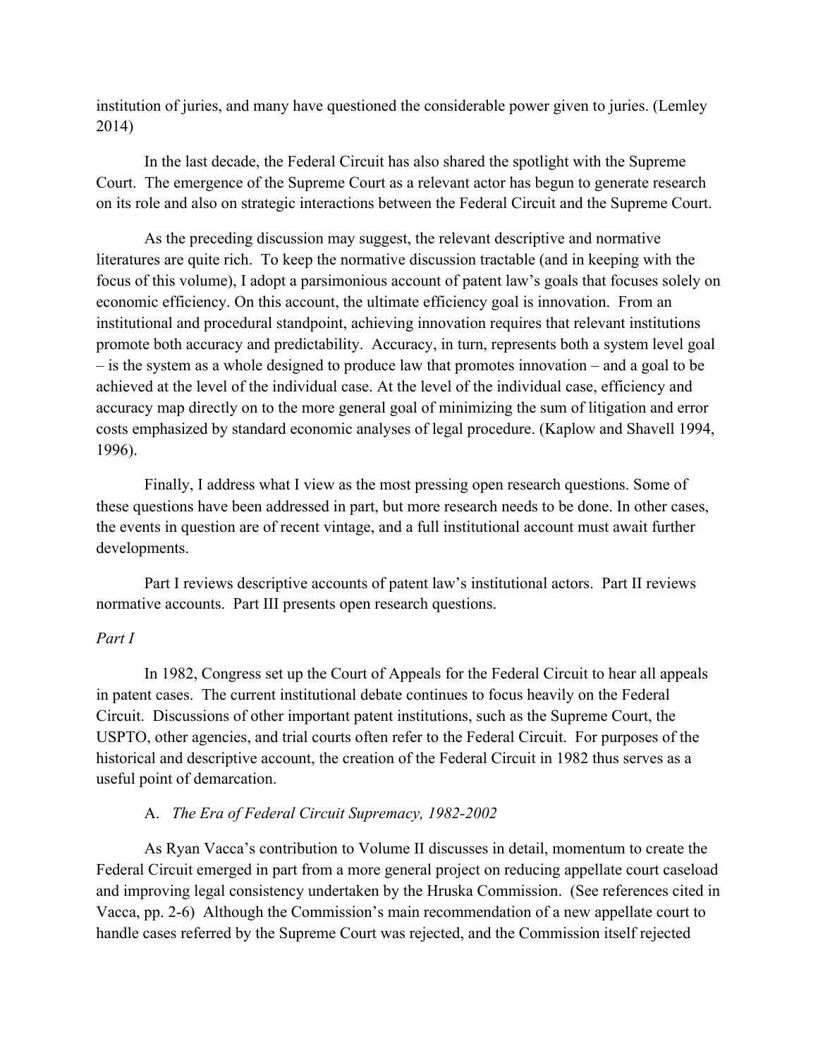institution of juries, and many have questioned the considerable power given to juries. (Lemley 2014)

In the last decade, the Federal Circuit has also shared the spotlight with the Supreme Court. The emergence of the Supreme Court as a relevant actor has begun to generate research on its role and also on strategic interactions between the Federal Circuit and the Supreme Court.

As the preceding discussion may suggest, the relevant descriptive and normative literatures are quite rich. To keep the normative discussion tractable (and in keeping with the focus of this volume), I adopt a parsimonious account of patent law's goals that focuses solely on economic efficiency. On this account, the ultimate efficiency goal is innovation. From an institutional and procedural standpoint, achieving innovation requires that relevant institutions promote both accuracy and predictability. Accuracy, in turn, represents both a system level goal – is the system as a whole designed to produce law that promotes innovation – and a goal to be achieved at the level of the individual case. At the level of the individual case, efficiency and accuracy map directly on to the more general goal of minimizing the sum of litigation and error costs emphasized by standard economic analyses of legal procedure. (Kaplow and Shavell 1994, 1996).

Finally, I address what I view as the most pressing open research questions. Some of these questions have been addressed in part, but more research needs to be done. In other cases, the events in question are of recent vintage, and a full institutional account must await further developments.

Part I reviews descriptive accounts of patent law's institutional actors. Part II reviews normative accounts. Part III presents open research questions.

## *Part I*

In 1982, Congress set up the Court of Appeals for the Federal Circuit to hear all appeals in patent cases. The current institutional debate continues to focus heavily on the Federal Circuit. Discussions of other important patent institutions, such as the Supreme Court, the USPTO, other agencies, and trial courts often refer to the Federal Circuit. For purposes of the historical and descriptive account, the creation of the Federal Circuit in 1982 thus serves as a useful point of demarcation.

### A. *The Era of Federal Circuit Supremacy, 1982-2002*

As Ryan Vacca's contribution to Volume II discusses in detail, momentum to create the Federal Circuit emerged in part from a more general project on reducing appellate court caseload and improving legal consistency undertaken by the Hruska Commission. (See references cited in Vacca, pp. 2-6) Although the Commission's main recommendation of a new appellate court to handle cases referred by the Supreme Court was rejected, and the Commission itself rejected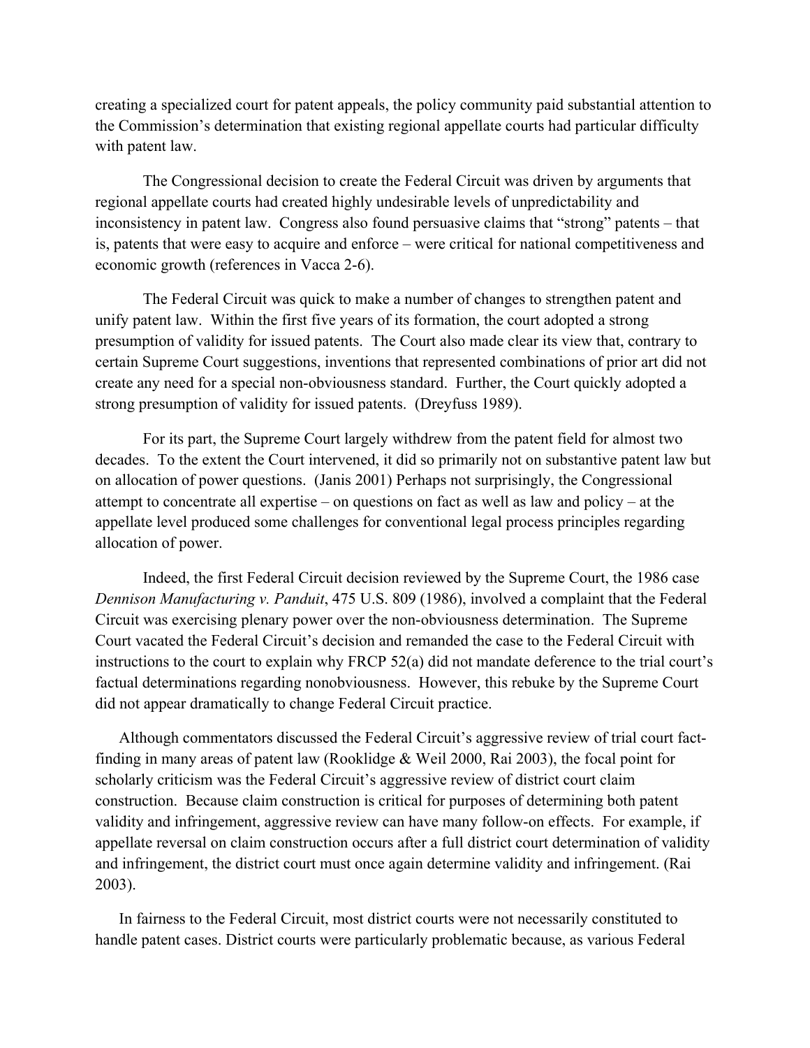creating a specialized court for patent appeals, the policy community paid substantial attention to the Commission's determination that existing regional appellate courts had particular difficulty with patent law.

The Congressional decision to create the Federal Circuit was driven by arguments that regional appellate courts had created highly undesirable levels of unpredictability and inconsistency in patent law. Congress also found persuasive claims that "strong" patents – that is, patents that were easy to acquire and enforce – were critical for national competitiveness and economic growth (references in Vacca 2-6).

The Federal Circuit was quick to make a number of changes to strengthen patent and unify patent law. Within the first five years of its formation, the court adopted a strong presumption of validity for issued patents. The Court also made clear its view that, contrary to certain Supreme Court suggestions, inventions that represented combinations of prior art did not create any need for a special non-obviousness standard. Further, the Court quickly adopted a strong presumption of validity for issued patents. (Dreyfuss 1989).

For its part, the Supreme Court largely withdrew from the patent field for almost two decades. To the extent the Court intervened, it did so primarily not on substantive patent law but on allocation of power questions. (Janis 2001) Perhaps not surprisingly, the Congressional attempt to concentrate all expertise – on questions on fact as well as law and policy – at the appellate level produced some challenges for conventional legal process principles regarding allocation of power.

Indeed, the first Federal Circuit decision reviewed by the Supreme Court, the 1986 case *Dennison Manufacturing v. Panduit*, 475 U.S. 809 (1986), involved a complaint that the Federal Circuit was exercising plenary power over the non-obviousness determination. The Supreme Court vacated the Federal Circuit's decision and remanded the case to the Federal Circuit with instructions to the court to explain why FRCP 52(a) did not mandate deference to the trial court's factual determinations regarding nonobviousness. However, this rebuke by the Supreme Court did not appear dramatically to change Federal Circuit practice.

Although commentators discussed the Federal Circuit's aggressive review of trial court fact-finding in many areas of patent law (Rooklidge & Weil 2000, Rai 2003), the focal point for scholarly criticism was the Federal Circuit's aggressive review of district court claim construction. Because claim construction is critical for purposes of determining both patent validity and infringement, aggressive review can have many follow-on effects. For example, if appellate reversal on claim construction occurs after a full district court determination of validity and infringement, the district court must once again determine validity and infringement. (Rai 2003).

In fairness to the Federal Circuit, most district courts were not necessarily constituted to handle patent cases. District courts were particularly problematic because, as various Federal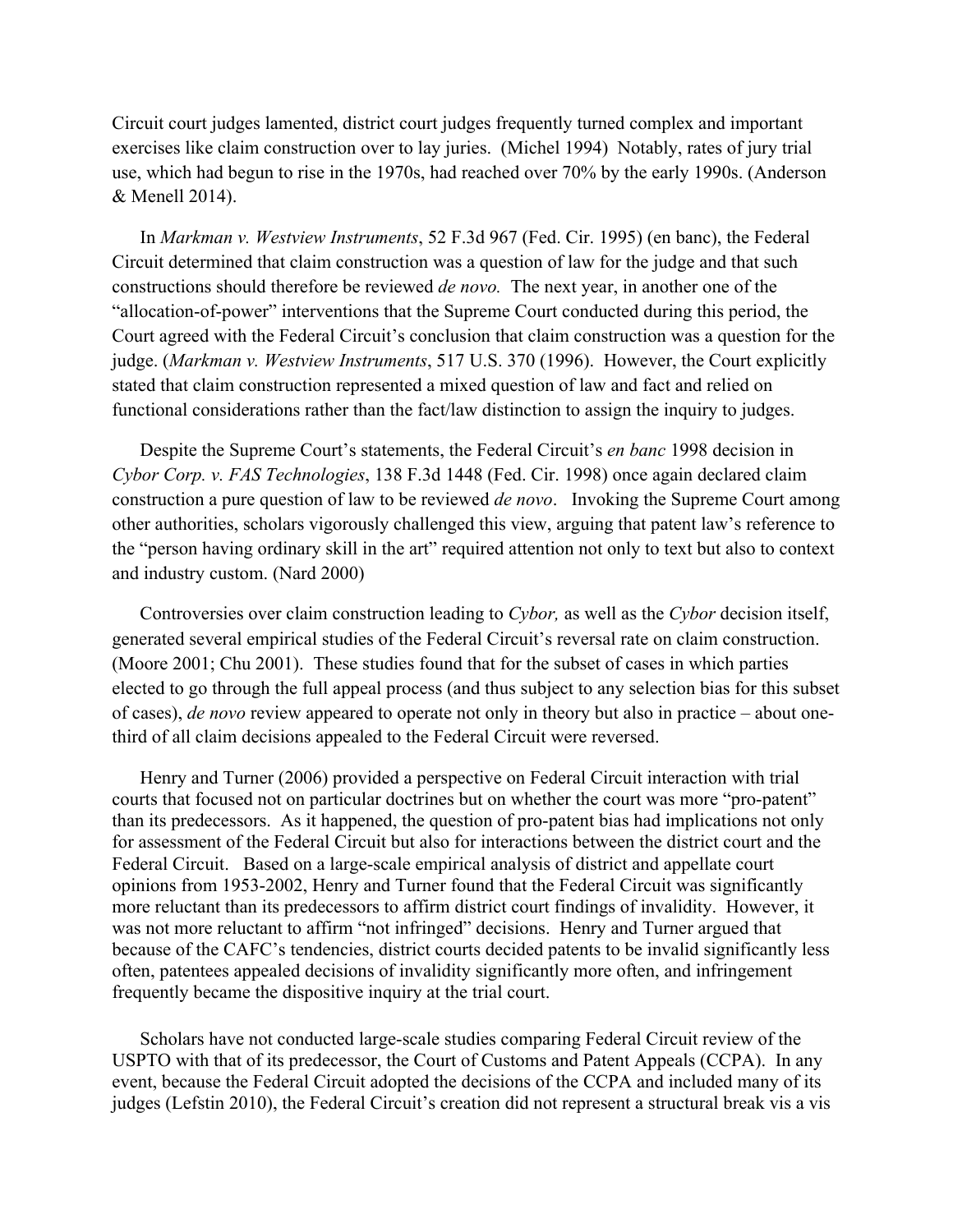Circuit court judges lamented, district court judges frequently turned complex and important exercises like claim construction over to lay juries. (Michel 1994) Notably, rates of jury trial use, which had begun to rise in the 1970s, had reached over 70% by the early 1990s. (Anderson & Menell 2014).

In *Markman v. Westview Instruments*, 52 F.3d 967 (Fed. Cir. 1995) (en banc), the Federal Circuit determined that claim construction was a question of law for the judge and that such constructions should therefore be reviewed *de novo.* The next year, in another one of the "allocation-of-power" interventions that the Supreme Court conducted during this period, the Court agreed with the Federal Circuit's conclusion that claim construction was a question for the judge. (*Markman v. Westview Instruments*, 517 U.S. 370 (1996). However, the Court explicitly stated that claim construction represented a mixed question of law and fact and relied on functional considerations rather than the fact/law distinction to assign the inquiry to judges.

Despite the Supreme Court's statements, the Federal Circuit's *en banc* 1998 decision in *Cybor Corp. v. FAS Technologies*, 138 F.3d 1448 (Fed. Cir. 1998) once again declared claim construction a pure question of law to be reviewed *de novo*. Invoking the Supreme Court among other authorities, scholars vigorously challenged this view, arguing that patent law's reference to the "person having ordinary skill in the art" required attention not only to text but also to context and industry custom. (Nard 2000)

Controversies over claim construction leading to *Cybor,* as well as the *Cybor* decision itself, generated several empirical studies of the Federal Circuit's reversal rate on claim construction. (Moore 2001; Chu 2001). These studies found that for the subset of cases in which parties elected to go through the full appeal process (and thus subject to any selection bias for this subset of cases), *de novo* review appeared to operate not only in theory but also in practice – about one-third of all claim decisions appealed to the Federal Circuit were reversed.

Henry and Turner (2006) provided a perspective on Federal Circuit interaction with trial courts that focused not on particular doctrines but on whether the court was more "pro-patent" than its predecessors. As it happened, the question of pro-patent bias had implications not only for assessment of the Federal Circuit but also for interactions between the district court and the Federal Circuit. Based on a large-scale empirical analysis of district and appellate court opinions from 1953-2002, Henry and Turner found that the Federal Circuit was significantly more reluctant than its predecessors to affirm district court findings of invalidity. However, it was not more reluctant to affirm "not infringed" decisions. Henry and Turner argued that because of the CAFC's tendencies, district courts decided patents to be invalid significantly less often, patentees appealed decisions of invalidity significantly more often, and infringement frequently became the dispositive inquiry at the trial court.

Scholars have not conducted large-scale studies comparing Federal Circuit review of the USPTO with that of its predecessor, the Court of Customs and Patent Appeals (CCPA). In any event, because the Federal Circuit adopted the decisions of the CCPA and included many of its judges (Lefstin 2010), the Federal Circuit's creation did not represent a structural break vis a vis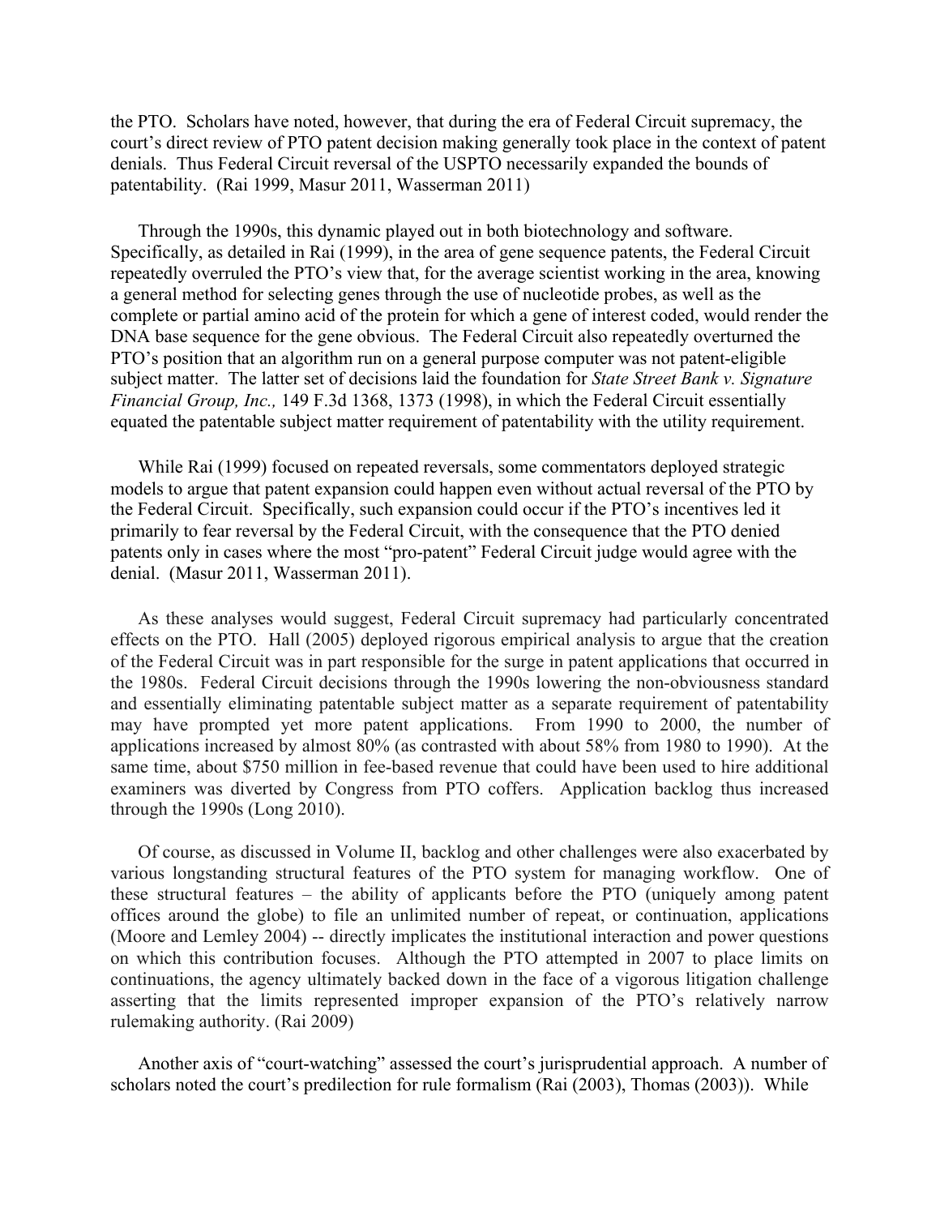the PTO. Scholars have noted, however, that during the era of Federal Circuit supremacy, the court's direct review of PTO patent decision making generally took place in the context of patent denials. Thus Federal Circuit reversal of the USPTO necessarily expanded the bounds of patentability. (Rai 1999, Masur 2011, Wasserman 2011)

Through the 1990s, this dynamic played out in both biotechnology and software. Specifically, as detailed in Rai (1999), in the area of gene sequence patents, the Federal Circuit repeatedly overruled the PTO's view that, for the average scientist working in the area, knowing a general method for selecting genes through the use of nucleotide probes, as well as the complete or partial amino acid of the protein for which a gene of interest coded, would render the DNA base sequence for the gene obvious. The Federal Circuit also repeatedly overturned the PTO's position that an algorithm run on a general purpose computer was not patent-eligible subject matter. The latter set of decisions laid the foundation for *State Street Bank v. Signature Financial Group, Inc.,* 149 F.3d 1368, 1373 (1998), in which the Federal Circuit essentially equated the patentable subject matter requirement of patentability with the utility requirement.

While Rai (1999) focused on repeated reversals, some commentators deployed strategic models to argue that patent expansion could happen even without actual reversal of the PTO by the Federal Circuit. Specifically, such expansion could occur if the PTO's incentives led it primarily to fear reversal by the Federal Circuit, with the consequence that the PTO denied patents only in cases where the most "pro-patent" Federal Circuit judge would agree with the denial. (Masur 2011, Wasserman 2011).

As these analyses would suggest, Federal Circuit supremacy had particularly concentrated effects on the PTO. Hall (2005) deployed rigorous empirical analysis to argue that the creation of the Federal Circuit was in part responsible for the surge in patent applications that occurred in the 1980s. Federal Circuit decisions through the 1990s lowering the non-obviousness standard and essentially eliminating patentable subject matter as a separate requirement of patentability may have prompted yet more patent applications. From 1990 to 2000, the number of applications increased by almost 80% (as contrasted with about 58% from 1980 to 1990). At the same time, about $750 million in fee-based revenue that could have been used to hire additional examiners was diverted by Congress from PTO coffers. Application backlog thus increased through the 1990s (Long 2010).

Of course, as discussed in Volume II, backlog and other challenges were also exacerbated by various longstanding structural features of the PTO system for managing workflow. One of these structural features – the ability of applicants before the PTO (uniquely among patent offices around the globe) to file an unlimited number of repeat, or continuation, applications (Moore and Lemley 2004) -- directly implicates the institutional interaction and power questions on which this contribution focuses. Although the PTO attempted in 2007 to place limits on continuations, the agency ultimately backed down in the face of a vigorous litigation challenge asserting that the limits represented improper expansion of the PTO's relatively narrow rulemaking authority. (Rai 2009)

Another axis of "court-watching" assessed the court's jurisprudential approach. A number of scholars noted the court's predilection for rule formalism (Rai (2003), Thomas (2003)). While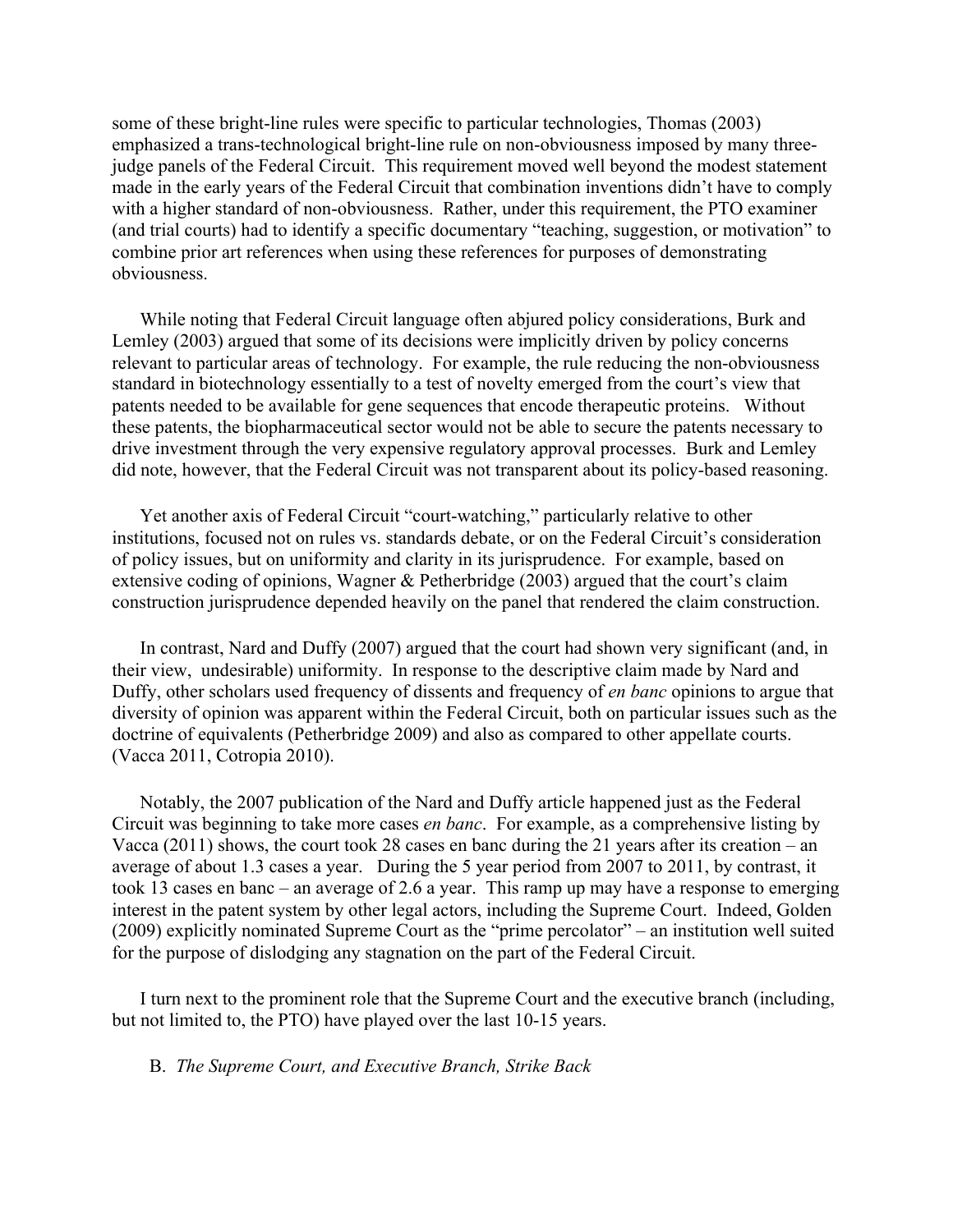some of these bright-line rules were specific to particular technologies, Thomas (2003) emphasized a trans-technological bright-line rule on non-obviousness imposed by many three-judge panels of the Federal Circuit. This requirement moved well beyond the modest statement made in the early years of the Federal Circuit that combination inventions didn't have to comply with a higher standard of non-obviousness. Rather, under this requirement, the PTO examiner (and trial courts) had to identify a specific documentary "teaching, suggestion, or motivation" to combine prior art references when using these references for purposes of demonstrating obviousness.

While noting that Federal Circuit language often abjured policy considerations, Burk and Lemley (2003) argued that some of its decisions were implicitly driven by policy concerns relevant to particular areas of technology. For example, the rule reducing the non-obviousness standard in biotechnology essentially to a test of novelty emerged from the court's view that patents needed to be available for gene sequences that encode therapeutic proteins. Without these patents, the biopharmaceutical sector would not be able to secure the patents necessary to drive investment through the very expensive regulatory approval processes. Burk and Lemley did note, however, that the Federal Circuit was not transparent about its policy-based reasoning.

Yet another axis of Federal Circuit "court-watching," particularly relative to other institutions, focused not on rules vs. standards debate, or on the Federal Circuit's consideration of policy issues, but on uniformity and clarity in its jurisprudence. For example, based on extensive coding of opinions, Wagner & Petherbridge (2003) argued that the court's claim construction jurisprudence depended heavily on the panel that rendered the claim construction.

In contrast, Nard and Duffy (2007) argued that the court had shown very significant (and, in their view, undesirable) uniformity. In response to the descriptive claim made by Nard and Duffy, other scholars used frequency of dissents and frequency of *en banc* opinions to argue that diversity of opinion was apparent within the Federal Circuit, both on particular issues such as the doctrine of equivalents (Petherbridge 2009) and also as compared to other appellate courts. (Vacca 2011, Cotropia 2010).

Notably, the 2007 publication of the Nard and Duffy article happened just as the Federal Circuit was beginning to take more cases *en banc*. For example, as a comprehensive listing by Vacca (2011) shows, the court took 28 cases en banc during the 21 years after its creation – an average of about 1.3 cases a year. During the 5 year period from 2007 to 2011, by contrast, it took 13 cases en banc – an average of 2.6 a year. This ramp up may have a response to emerging interest in the patent system by other legal actors, including the Supreme Court. Indeed, Golden (2009) explicitly nominated Supreme Court as the "prime percolator" – an institution well suited for the purpose of dislodging any stagnation on the part of the Federal Circuit.

I turn next to the prominent role that the Supreme Court and the executive branch (including, but not limited to, the PTO) have played over the last 10-15 years.

### B. *The Supreme Court, and Executive Branch, Strike Back*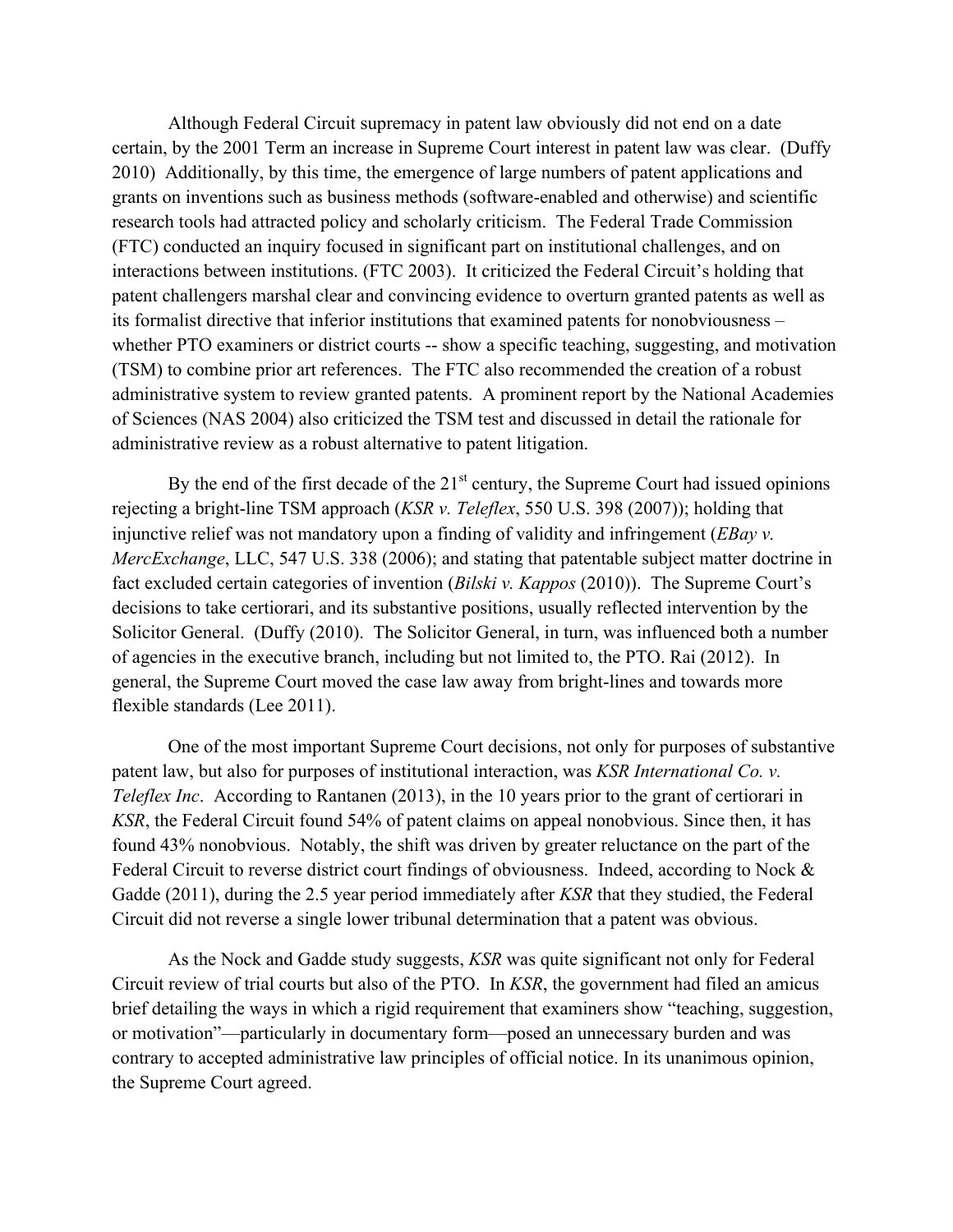Although Federal Circuit supremacy in patent law obviously did not end on a date certain, by the 2001 Term an increase in Supreme Court interest in patent law was clear. (Duffy 2010) Additionally, by this time, the emergence of large numbers of patent applications and grants on inventions such as business methods (software-enabled and otherwise) and scientific research tools had attracted policy and scholarly criticism. The Federal Trade Commission (FTC) conducted an inquiry focused in significant part on institutional challenges, and on interactions between institutions. (FTC 2003). It criticized the Federal Circuit's holding that patent challengers marshal clear and convincing evidence to overturn granted patents as well as its formalist directive that inferior institutions that examined patents for nonobviousness – whether PTO examiners or district courts -- show a specific teaching, suggesting, and motivation (TSM) to combine prior art references. The FTC also recommended the creation of a robust administrative system to review granted patents. A prominent report by the National Academies of Sciences (NAS 2004) also criticized the TSM test and discussed in detail the rationale for administrative review as a robust alternative to patent litigation.

By the end of the first decade of the 21st century, the Supreme Court had issued opinions rejecting a bright-line TSM approach (*KSR v. Teleflex*, 550 U.S. 398 (2007)); holding that injunctive relief was not mandatory upon a finding of validity and infringement (*EBay v. MercExchange*, LLC, 547 U.S. 338 (2006); and stating that patentable subject matter doctrine in fact excluded certain categories of invention (*Bilski v. Kappos* (2010)). The Supreme Court's decisions to take certiorari, and its substantive positions, usually reflected intervention by the Solicitor General. (Duffy (2010). The Solicitor General, in turn, was influenced both a number of agencies in the executive branch, including but not limited to, the PTO. Rai (2012). In general, the Supreme Court moved the case law away from bright-lines and towards more flexible standards (Lee 2011).

One of the most important Supreme Court decisions, not only for purposes of substantive patent law, but also for purposes of institutional interaction, was *KSR International Co. v. Teleflex Inc*. According to Rantanen (2013), in the 10 years prior to the grant of certiorari in *KSR*, the Federal Circuit found 54% of patent claims on appeal nonobvious. Since then, it has found 43% nonobvious. Notably, the shift was driven by greater reluctance on the part of the Federal Circuit to reverse district court findings of obviousness. Indeed, according to Nock & Gadde (2011), during the 2.5 year period immediately after *KSR* that they studied, the Federal Circuit did not reverse a single lower tribunal determination that a patent was obvious.

As the Nock and Gadde study suggests, *KSR* was quite significant not only for Federal Circuit review of trial courts but also of the PTO. In *KSR*, the government had filed an amicus brief detailing the ways in which a rigid requirement that examiners show "teaching, suggestion, or motivation"—particularly in documentary form—posed an unnecessary burden and was contrary to accepted administrative law principles of official notice. In its unanimous opinion, the Supreme Court agreed.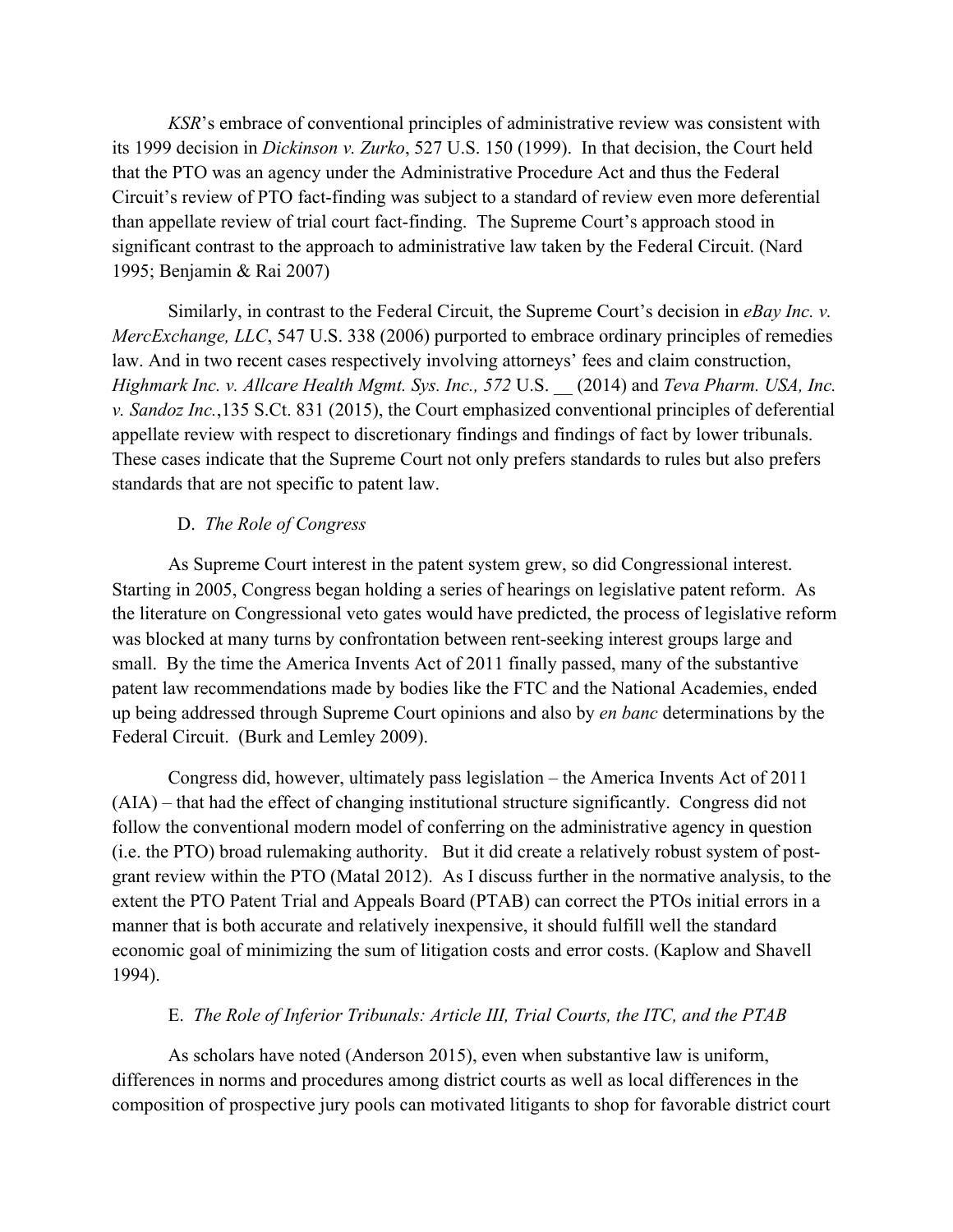*KSR*'s embrace of conventional principles of administrative review was consistent with its 1999 decision in *Dickinson v. Zurko*, 527 U.S. 150 (1999). In that decision, the Court held that the PTO was an agency under the Administrative Procedure Act and thus the Federal Circuit's review of PTO fact-finding was subject to a standard of review even more deferential than appellate review of trial court fact-finding. The Supreme Court's approach stood in significant contrast to the approach to administrative law taken by the Federal Circuit. (Nard 1995; Benjamin & Rai 2007)

Similarly, in contrast to the Federal Circuit, the Supreme Court's decision in *eBay Inc. v. MercExchange, LLC*, 547 U.S. 338 (2006) purported to embrace ordinary principles of remedies law. And in two recent cases respectively involving attorneys' fees and claim construction, *Highmark Inc. v. Allcare Health Mgmt. Sys. Inc., 572* U.S. __ (2014) and *Teva Pharm. USA, Inc. v. Sandoz Inc.*,135 S.Ct. 831 (2015), the Court emphasized conventional principles of deferential appellate review with respect to discretionary findings and findings of fact by lower tribunals. These cases indicate that the Supreme Court not only prefers standards to rules but also prefers standards that are not specific to patent law.

### D. *The Role of Congress*

As Supreme Court interest in the patent system grew, so did Congressional interest. Starting in 2005, Congress began holding a series of hearings on legislative patent reform. As the literature on Congressional veto gates would have predicted, the process of legislative reform was blocked at many turns by confrontation between rent-seeking interest groups large and small. By the time the America Invents Act of 2011 finally passed, many of the substantive patent law recommendations made by bodies like the FTC and the National Academies, ended up being addressed through Supreme Court opinions and also by *en banc* determinations by the Federal Circuit. (Burk and Lemley 2009).

Congress did, however, ultimately pass legislation – the America Invents Act of 2011 (AIA) – that had the effect of changing institutional structure significantly. Congress did not follow the conventional modern model of conferring on the administrative agency in question (i.e. the PTO) broad rulemaking authority. But it did create a relatively robust system of post-grant review within the PTO (Matal 2012). As I discuss further in the normative analysis, to the extent the PTO Patent Trial and Appeals Board (PTAB) can correct the PTOs initial errors in a manner that is both accurate and relatively inexpensive, it should fulfill well the standard economic goal of minimizing the sum of litigation costs and error costs. (Kaplow and Shavell 1994).

### E. *The Role of Inferior Tribunals: Article III, Trial Courts, the ITC, and the PTAB*

As scholars have noted (Anderson 2015), even when substantive law is uniform, differences in norms and procedures among district courts as well as local differences in the composition of prospective jury pools can motivated litigants to shop for favorable district court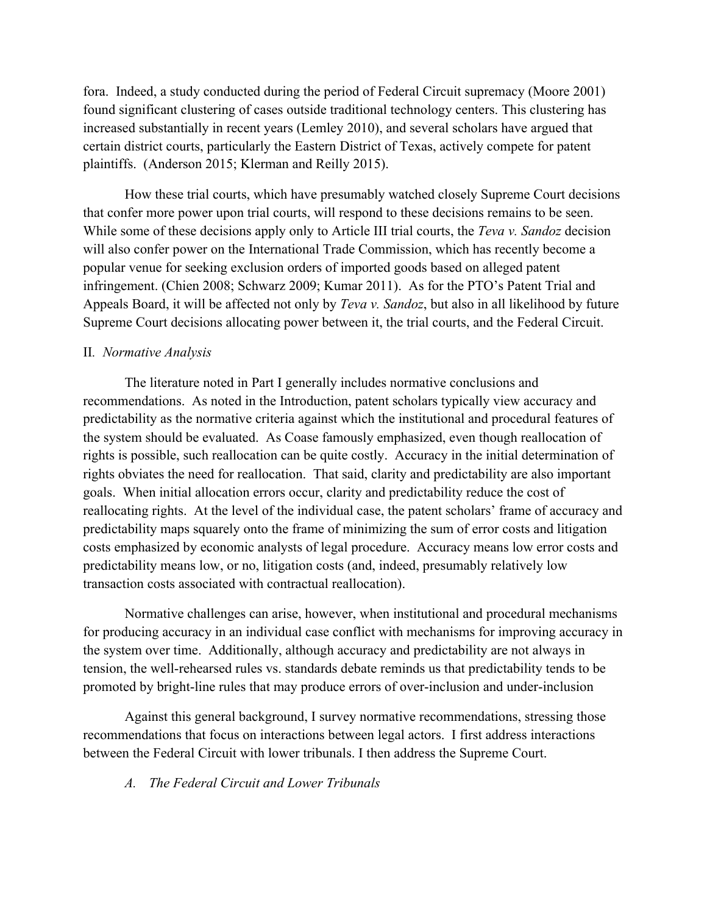fora. Indeed, a study conducted during the period of Federal Circuit supremacy (Moore 2001) found significant clustering of cases outside traditional technology centers. This clustering has increased substantially in recent years (Lemley 2010), and several scholars have argued that certain district courts, particularly the Eastern District of Texas, actively compete for patent plaintiffs. (Anderson 2015; Klerman and Reilly 2015).

How these trial courts, which have presumably watched closely Supreme Court decisions that confer more power upon trial courts, will respond to these decisions remains to be seen. While some of these decisions apply only to Article III trial courts, the *Teva v. Sandoz* decision will also confer power on the International Trade Commission, which has recently become a popular venue for seeking exclusion orders of imported goods based on alleged patent infringement. (Chien 2008; Schwarz 2009; Kumar 2011). As for the PTO's Patent Trial and Appeals Board, it will be affected not only by *Teva v. Sandoz*, but also in all likelihood by future Supreme Court decisions allocating power between it, the trial courts, and the Federal Circuit.

## II. *Normative Analysis*

The literature noted in Part I generally includes normative conclusions and recommendations. As noted in the Introduction, patent scholars typically view accuracy and predictability as the normative criteria against which the institutional and procedural features of the system should be evaluated. As Coase famously emphasized, even though reallocation of rights is possible, such reallocation can be quite costly. Accuracy in the initial determination of rights obviates the need for reallocation. That said, clarity and predictability are also important goals. When initial allocation errors occur, clarity and predictability reduce the cost of reallocating rights. At the level of the individual case, the patent scholars' frame of accuracy and predictability maps squarely onto the frame of minimizing the sum of error costs and litigation costs emphasized by economic analysts of legal procedure. Accuracy means low error costs and predictability means low, or no, litigation costs (and, indeed, presumably relatively low transaction costs associated with contractual reallocation).

Normative challenges can arise, however, when institutional and procedural mechanisms for producing accuracy in an individual case conflict with mechanisms for improving accuracy in the system over time. Additionally, although accuracy and predictability are not always in tension, the well-rehearsed rules vs. standards debate reminds us that predictability tends to be promoted by bright-line rules that may produce errors of over-inclusion and under-inclusion

Against this general background, I survey normative recommendations, stressing those recommendations that focus on interactions between legal actors. I first address interactions between the Federal Circuit with lower tribunals. I then address the Supreme Court.

### *A. The Federal Circuit and Lower Tribunals*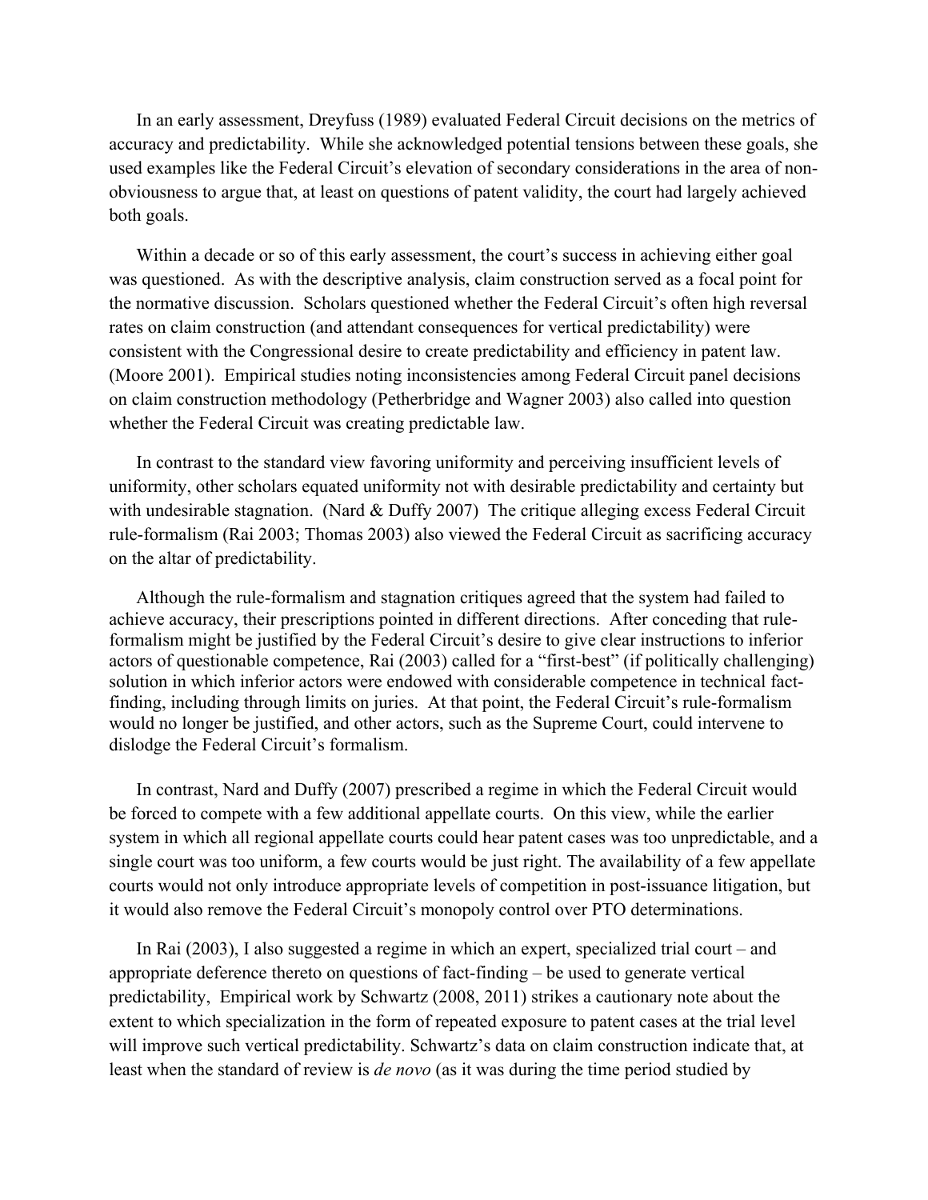In an early assessment, Dreyfuss (1989) evaluated Federal Circuit decisions on the metrics of accuracy and predictability. While she acknowledged potential tensions between these goals, she used examples like the Federal Circuit's elevation of secondary considerations in the area of non-obviousness to argue that, at least on questions of patent validity, the court had largely achieved both goals.

Within a decade or so of this early assessment, the court's success in achieving either goal was questioned. As with the descriptive analysis, claim construction served as a focal point for the normative discussion. Scholars questioned whether the Federal Circuit's often high reversal rates on claim construction (and attendant consequences for vertical predictability) were consistent with the Congressional desire to create predictability and efficiency in patent law. (Moore 2001). Empirical studies noting inconsistencies among Federal Circuit panel decisions on claim construction methodology (Petherbridge and Wagner 2003) also called into question whether the Federal Circuit was creating predictable law.

In contrast to the standard view favoring uniformity and perceiving insufficient levels of uniformity, other scholars equated uniformity not with desirable predictability and certainty but with undesirable stagnation. (Nard & Duffy 2007) The critique alleging excess Federal Circuit rule-formalism (Rai 2003; Thomas 2003) also viewed the Federal Circuit as sacrificing accuracy on the altar of predictability.

Although the rule-formalism and stagnation critiques agreed that the system had failed to achieve accuracy, their prescriptions pointed in different directions. After conceding that rule-formalism might be justified by the Federal Circuit's desire to give clear instructions to inferior actors of questionable competence, Rai (2003) called for a "first-best" (if politically challenging) solution in which inferior actors were endowed with considerable competence in technical fact-finding, including through limits on juries. At that point, the Federal Circuit's rule-formalism would no longer be justified, and other actors, such as the Supreme Court, could intervene to dislodge the Federal Circuit's formalism.

In contrast, Nard and Duffy (2007) prescribed a regime in which the Federal Circuit would be forced to compete with a few additional appellate courts. On this view, while the earlier system in which all regional appellate courts could hear patent cases was too unpredictable, and a single court was too uniform, a few courts would be just right. The availability of a few appellate courts would not only introduce appropriate levels of competition in post-issuance litigation, but it would also remove the Federal Circuit's monopoly control over PTO determinations.

In Rai (2003), I also suggested a regime in which an expert, specialized trial court – and appropriate deference thereto on questions of fact-finding – be used to generate vertical predictability, Empirical work by Schwartz (2008, 2011) strikes a cautionary note about the extent to which specialization in the form of repeated exposure to patent cases at the trial level will improve such vertical predictability. Schwartz's data on claim construction indicate that, at least when the standard of review is *de novo* (as it was during the time period studied by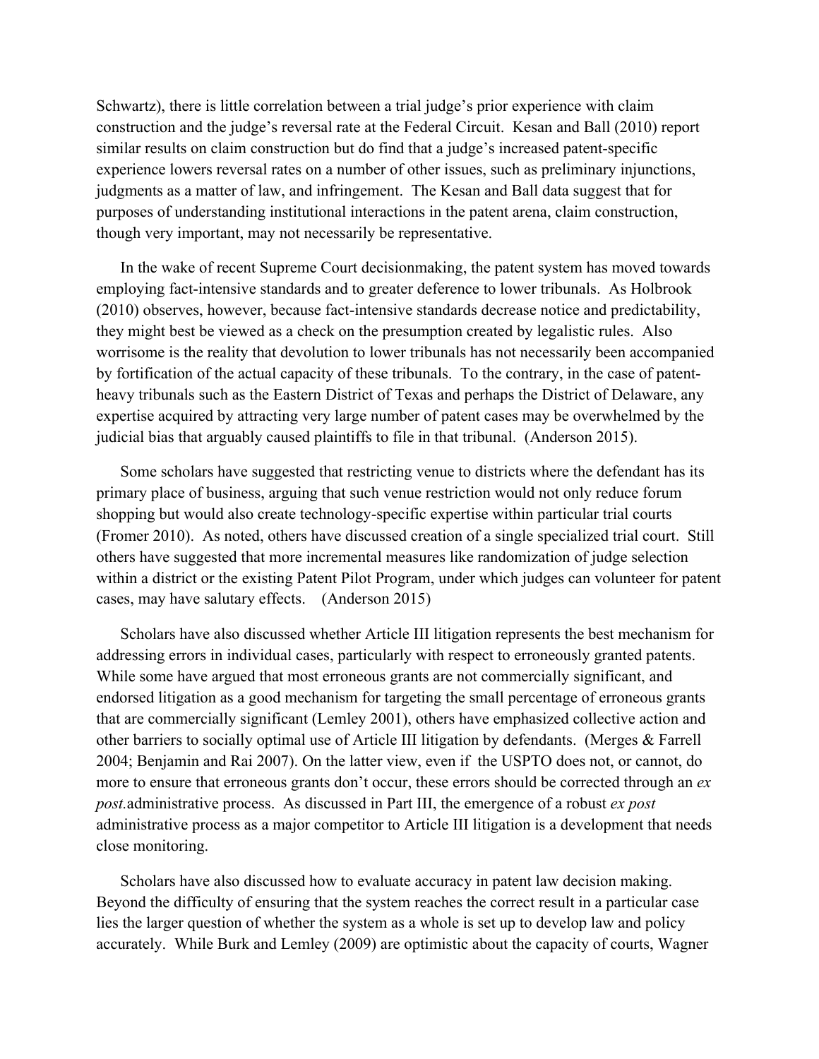Schwartz), there is little correlation between a trial judge's prior experience with claim construction and the judge's reversal rate at the Federal Circuit. Kesan and Ball (2010) report similar results on claim construction but do find that a judge's increased patent-specific experience lowers reversal rates on a number of other issues, such as preliminary injunctions, judgments as a matter of law, and infringement. The Kesan and Ball data suggest that for purposes of understanding institutional interactions in the patent arena, claim construction, though very important, may not necessarily be representative.

In the wake of recent Supreme Court decisionmaking, the patent system has moved towards employing fact-intensive standards and to greater deference to lower tribunals. As Holbrook (2010) observes, however, because fact-intensive standards decrease notice and predictability, they might best be viewed as a check on the presumption created by legalistic rules. Also worrisome is the reality that devolution to lower tribunals has not necessarily been accompanied by fortification of the actual capacity of these tribunals. To the contrary, in the case of patent-heavy tribunals such as the Eastern District of Texas and perhaps the District of Delaware, any expertise acquired by attracting very large number of patent cases may be overwhelmed by the judicial bias that arguably caused plaintiffs to file in that tribunal. (Anderson 2015).

Some scholars have suggested that restricting venue to districts where the defendant has its primary place of business, arguing that such venue restriction would not only reduce forum shopping but would also create technology-specific expertise within particular trial courts (Fromer 2010). As noted, others have discussed creation of a single specialized trial court. Still others have suggested that more incremental measures like randomization of judge selection within a district or the existing Patent Pilot Program, under which judges can volunteer for patent cases, may have salutary effects. (Anderson 2015)

Scholars have also discussed whether Article III litigation represents the best mechanism for addressing errors in individual cases, particularly with respect to erroneously granted patents. While some have argued that most erroneous grants are not commercially significant, and endorsed litigation as a good mechanism for targeting the small percentage of erroneous grants that are commercially significant (Lemley 2001), others have emphasized collective action and other barriers to socially optimal use of Article III litigation by defendants. (Merges & Farrell 2004; Benjamin and Rai 2007). On the latter view, even if the USPTO does not, or cannot, do more to ensure that erroneous grants don't occur, these errors should be corrected through an *ex post.*administrative process. As discussed in Part III, the emergence of a robust *ex post* administrative process as a major competitor to Article III litigation is a development that needs close monitoring.

Scholars have also discussed how to evaluate accuracy in patent law decision making. Beyond the difficulty of ensuring that the system reaches the correct result in a particular case lies the larger question of whether the system as a whole is set up to develop law and policy accurately. While Burk and Lemley (2009) are optimistic about the capacity of courts, Wagner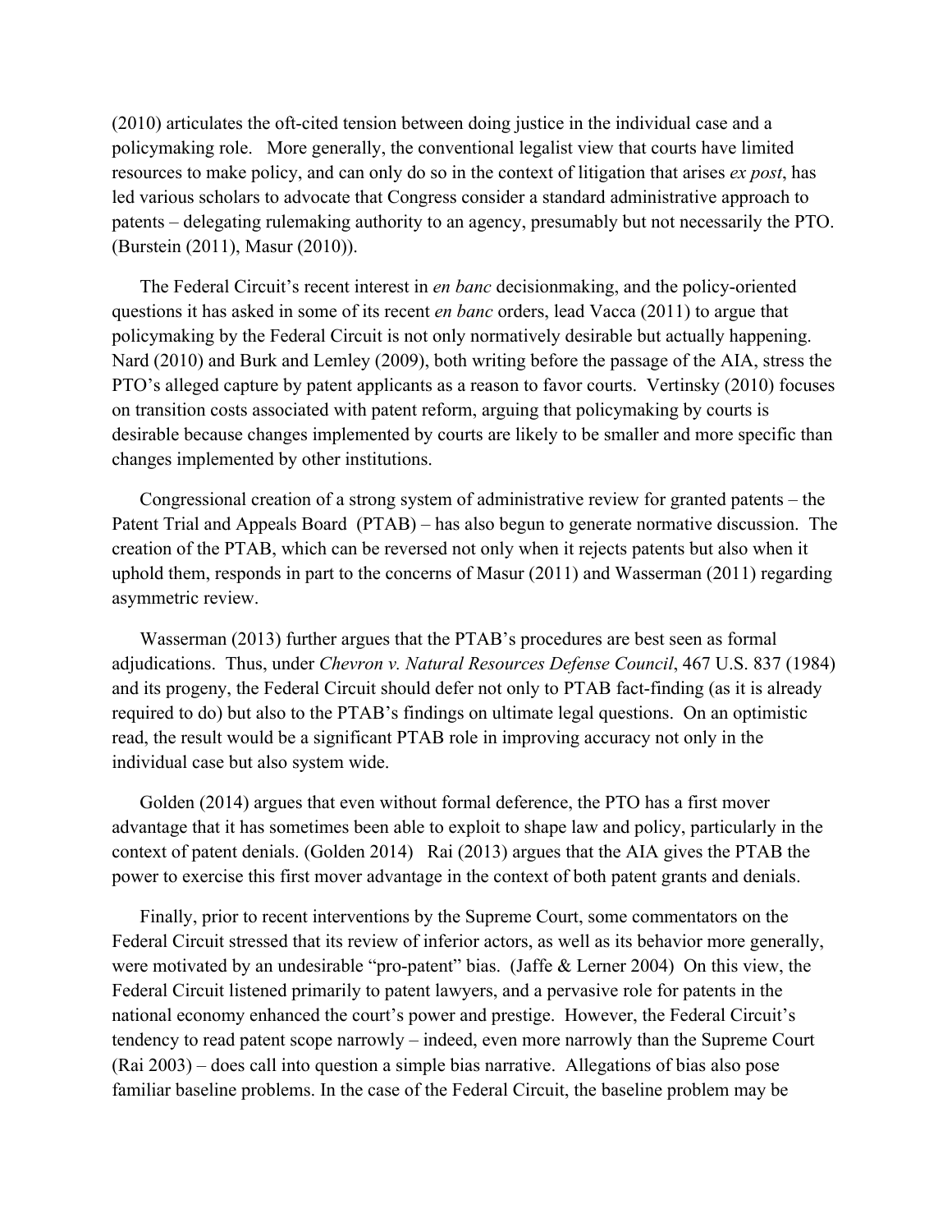(2010) articulates the oft-cited tension between doing justice in the individual case and a policymaking role. More generally, the conventional legalist view that courts have limited resources to make policy, and can only do so in the context of litigation that arises *ex post*, has led various scholars to advocate that Congress consider a standard administrative approach to patents – delegating rulemaking authority to an agency, presumably but not necessarily the PTO. (Burstein (2011), Masur (2010)).

The Federal Circuit's recent interest in *en banc* decisionmaking, and the policy-oriented questions it has asked in some of its recent *en banc* orders, lead Vacca (2011) to argue that policymaking by the Federal Circuit is not only normatively desirable but actually happening. Nard (2010) and Burk and Lemley (2009), both writing before the passage of the AIA, stress the PTO's alleged capture by patent applicants as a reason to favor courts. Vertinsky (2010) focuses on transition costs associated with patent reform, arguing that policymaking by courts is desirable because changes implemented by courts are likely to be smaller and more specific than changes implemented by other institutions.

Congressional creation of a strong system of administrative review for granted patents – the Patent Trial and Appeals Board (PTAB) – has also begun to generate normative discussion. The creation of the PTAB, which can be reversed not only when it rejects patents but also when it uphold them, responds in part to the concerns of Masur (2011) and Wasserman (2011) regarding asymmetric review.

Wasserman (2013) further argues that the PTAB's procedures are best seen as formal adjudications. Thus, under *Chevron v. Natural Resources Defense Council*, 467 U.S. 837 (1984) and its progeny, the Federal Circuit should defer not only to PTAB fact-finding (as it is already required to do) but also to the PTAB's findings on ultimate legal questions. On an optimistic read, the result would be a significant PTAB role in improving accuracy not only in the individual case but also system wide.

Golden (2014) argues that even without formal deference, the PTO has a first mover advantage that it has sometimes been able to exploit to shape law and policy, particularly in the context of patent denials. (Golden 2014) Rai (2013) argues that the AIA gives the PTAB the power to exercise this first mover advantage in the context of both patent grants and denials.

Finally, prior to recent interventions by the Supreme Court, some commentators on the Federal Circuit stressed that its review of inferior actors, as well as its behavior more generally, were motivated by an undesirable "pro-patent" bias. (Jaffe & Lerner 2004) On this view, the Federal Circuit listened primarily to patent lawyers, and a pervasive role for patents in the national economy enhanced the court's power and prestige. However, the Federal Circuit's tendency to read patent scope narrowly – indeed, even more narrowly than the Supreme Court (Rai 2003) – does call into question a simple bias narrative. Allegations of bias also pose familiar baseline problems. In the case of the Federal Circuit, the baseline problem may be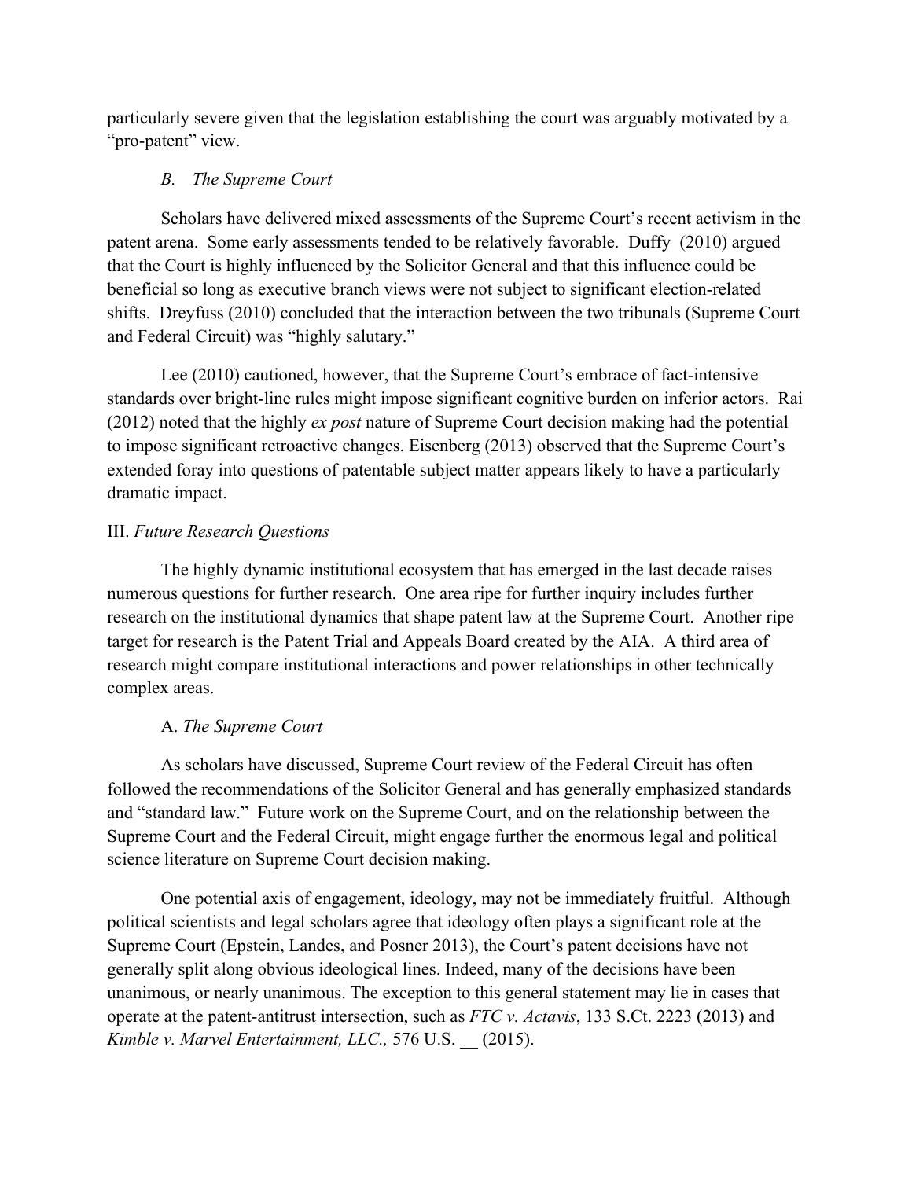particularly severe given that the legislation establishing the court was arguably motivated by a "pro-patent" view.

### *B. The Supreme Court*

Scholars have delivered mixed assessments of the Supreme Court's recent activism in the patent arena. Some early assessments tended to be relatively favorable. Duffy (2010) argued that the Court is highly influenced by the Solicitor General and that this influence could be beneficial so long as executive branch views were not subject to significant election-related shifts. Dreyfuss (2010) concluded that the interaction between the two tribunals (Supreme Court and Federal Circuit) was "highly salutary."

Lee (2010) cautioned, however, that the Supreme Court's embrace of fact-intensive standards over bright-line rules might impose significant cognitive burden on inferior actors. Rai (2012) noted that the highly *ex post* nature of Supreme Court decision making had the potential to impose significant retroactive changes. Eisenberg (2013) observed that the Supreme Court's extended foray into questions of patentable subject matter appears likely to have a particularly dramatic impact.

## III. *Future Research Questions*

The highly dynamic institutional ecosystem that has emerged in the last decade raises numerous questions for further research. One area ripe for further inquiry includes further research on the institutional dynamics that shape patent law at the Supreme Court. Another ripe target for research is the Patent Trial and Appeals Board created by the AIA. A third area of research might compare institutional interactions and power relationships in other technically complex areas.

### A. *The Supreme Court*

As scholars have discussed, Supreme Court review of the Federal Circuit has often followed the recommendations of the Solicitor General and has generally emphasized standards and "standard law." Future work on the Supreme Court, and on the relationship between the Supreme Court and the Federal Circuit, might engage further the enormous legal and political science literature on Supreme Court decision making.

One potential axis of engagement, ideology, may not be immediately fruitful. Although political scientists and legal scholars agree that ideology often plays a significant role at the Supreme Court (Epstein, Landes, and Posner 2013), the Court's patent decisions have not generally split along obvious ideological lines. Indeed, many of the decisions have been unanimous, or nearly unanimous. The exception to this general statement may lie in cases that operate at the patent-antitrust intersection, such as *FTC v. Actavis*, 133 S.Ct. 2223 (2013) and *Kimble v. Marvel Entertainment, LLC.,* 576 U.S. __ (2015).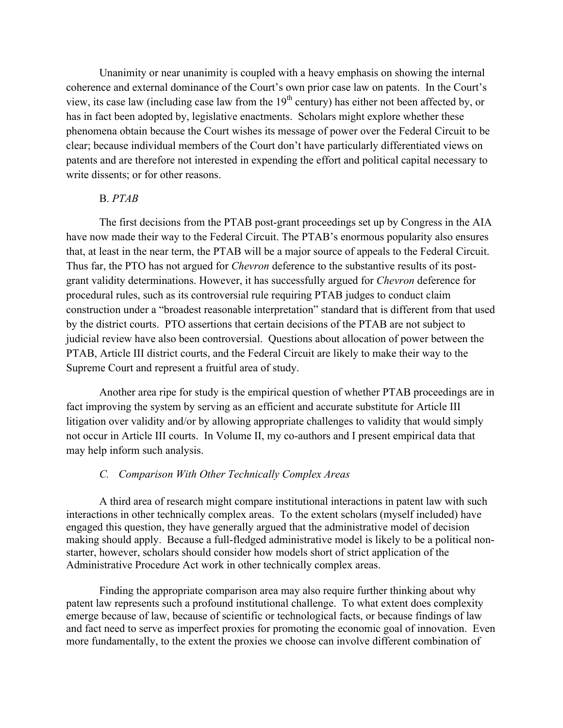Unanimity or near unanimity is coupled with a heavy emphasis on showing the internal coherence and external dominance of the Court's own prior case law on patents. In the Court's view, its case law (including case law from the 19th century) has either not been affected by, or has in fact been adopted by, legislative enactments. Scholars might explore whether these phenomena obtain because the Court wishes its message of power over the Federal Circuit to be clear; because individual members of the Court don't have particularly differentiated views on patents and are therefore not interested in expending the effort and political capital necessary to write dissents; or for other reasons.

### B. *PTAB*

The first decisions from the PTAB post-grant proceedings set up by Congress in the AIA have now made their way to the Federal Circuit. The PTAB's enormous popularity also ensures that, at least in the near term, the PTAB will be a major source of appeals to the Federal Circuit. Thus far, the PTO has not argued for *Chevron* deference to the substantive results of its post-grant validity determinations. However, it has successfully argued for *Chevron* deference for procedural rules, such as its controversial rule requiring PTAB judges to conduct claim construction under a "broadest reasonable interpretation" standard that is different from that used by the district courts. PTO assertions that certain decisions of the PTAB are not subject to judicial review have also been controversial. Questions about allocation of power between the PTAB, Article III district courts, and the Federal Circuit are likely to make their way to the Supreme Court and represent a fruitful area of study.

Another area ripe for study is the empirical question of whether PTAB proceedings are in fact improving the system by serving as an efficient and accurate substitute for Article III litigation over validity and/or by allowing appropriate challenges to validity that would simply not occur in Article III courts. In Volume II, my co-authors and I present empirical data that may help inform such analysis.

### *C. Comparison With Other Technically Complex Areas*

A third area of research might compare institutional interactions in patent law with such interactions in other technically complex areas. To the extent scholars (myself included) have engaged this question, they have generally argued that the administrative model of decision making should apply. Because a full-fledged administrative model is likely to be a political non-starter, however, scholars should consider how models short of strict application of the Administrative Procedure Act work in other technically complex areas.

Finding the appropriate comparison area may also require further thinking about why patent law represents such a profound institutional challenge. To what extent does complexity emerge because of law, because of scientific or technological facts, or because findings of law and fact need to serve as imperfect proxies for promoting the economic goal of innovation. Even more fundamentally, to the extent the proxies we choose can involve different combination of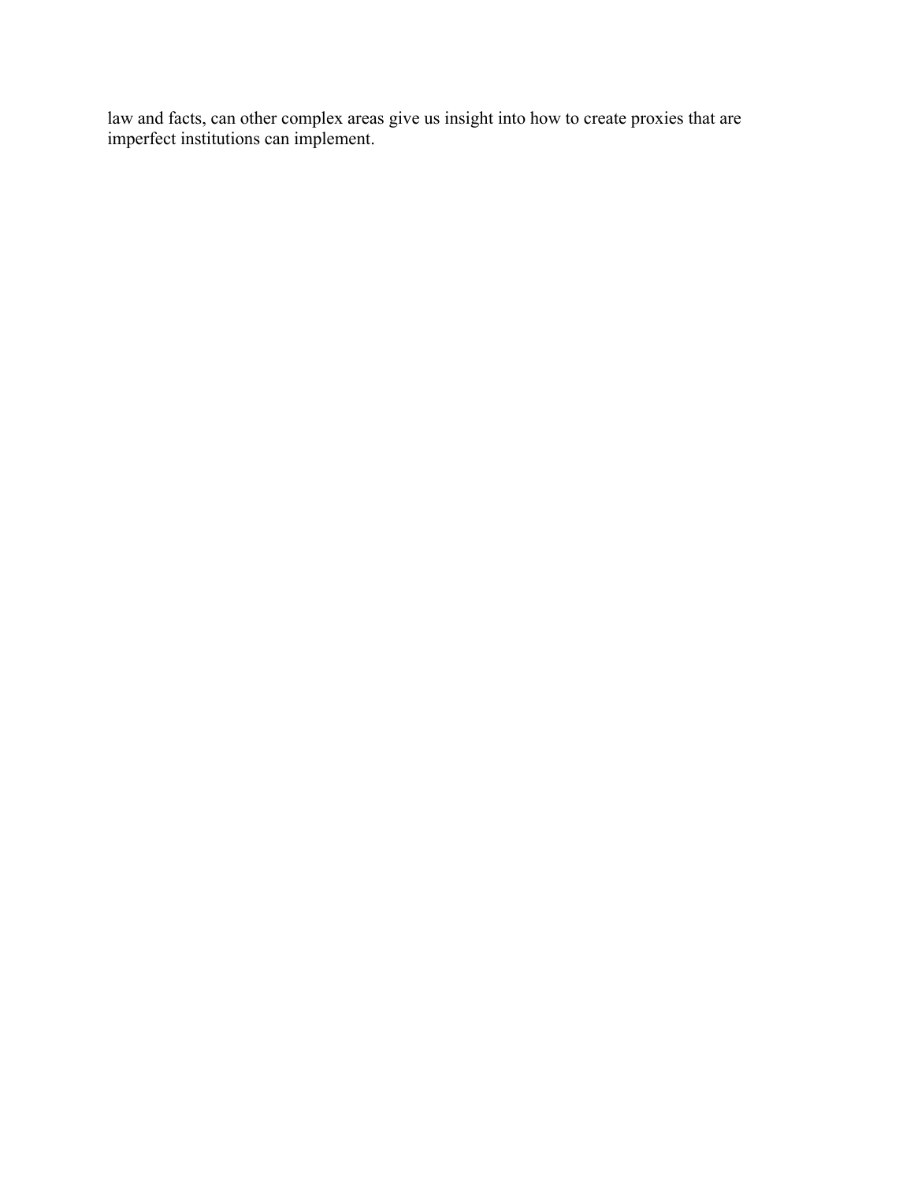law and facts, can other complex areas give us insight into how to create proxies that are imperfect institutions can implement.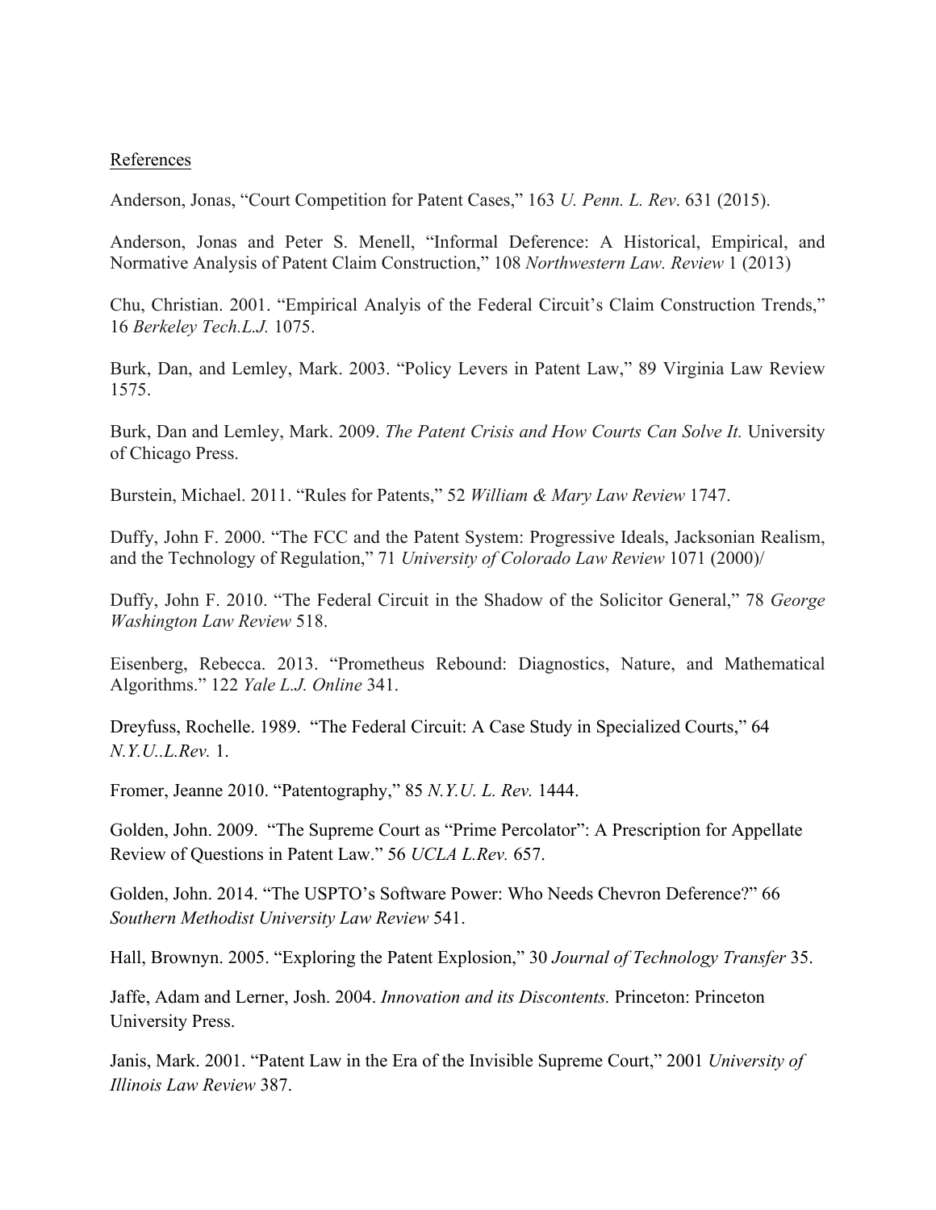References

Anderson, Jonas, "Court Competition for Patent Cases," 163 *U. Penn. L. Rev*. 631 (2015).

Anderson, Jonas and Peter S. Menell, "Informal Deference: A Historical, Empirical, and Normative Analysis of Patent Claim Construction," 108 *Northwestern Law. Review* 1 (2013)

Chu, Christian. 2001. "Empirical Analyis of the Federal Circuit's Claim Construction Trends," 16 *Berkeley Tech.L.J.* 1075.

Burk, Dan, and Lemley, Mark. 2003. "Policy Levers in Patent Law," 89 Virginia Law Review 1575.

Burk, Dan and Lemley, Mark. 2009. *The Patent Crisis and How Courts Can Solve It.* University of Chicago Press.

Burstein, Michael. 2011. "Rules for Patents," 52 *William & Mary Law Review* 1747.

Duffy, John F. 2000. "The FCC and the Patent System: Progressive Ideals, Jacksonian Realism, and the Technology of Regulation," 71 *University of Colorado Law Review* 1071 (2000)/

Duffy, John F. 2010. "The Federal Circuit in the Shadow of the Solicitor General," 78 *George Washington Law Review* 518.

Eisenberg, Rebecca. 2013. "Prometheus Rebound: Diagnostics, Nature, and Mathematical Algorithms." 122 *Yale L.J. Online* 341.

Dreyfuss, Rochelle. 1989. "The Federal Circuit: A Case Study in Specialized Courts," 64 *N.Y.U..L.Rev.* 1.

Fromer, Jeanne 2010. "Patentography," 85 *N.Y.U. L. Rev.* 1444.

Golden, John. 2009. "The Supreme Court as "Prime Percolator": A Prescription for Appellate Review of Questions in Patent Law." 56 *UCLA L.Rev.* 657.

Golden, John. 2014. "The USPTO's Software Power: Who Needs Chevron Deference?" 66 *Southern Methodist University Law Review* 541.

Hall, Brownyn. 2005. "Exploring the Patent Explosion," 30 *Journal of Technology Transfer* 35.

Jaffe, Adam and Lerner, Josh. 2004. *Innovation and its Discontents.* Princeton: Princeton University Press.

Janis, Mark. 2001. "Patent Law in the Era of the Invisible Supreme Court," 2001 *University of Illinois Law Review* 387.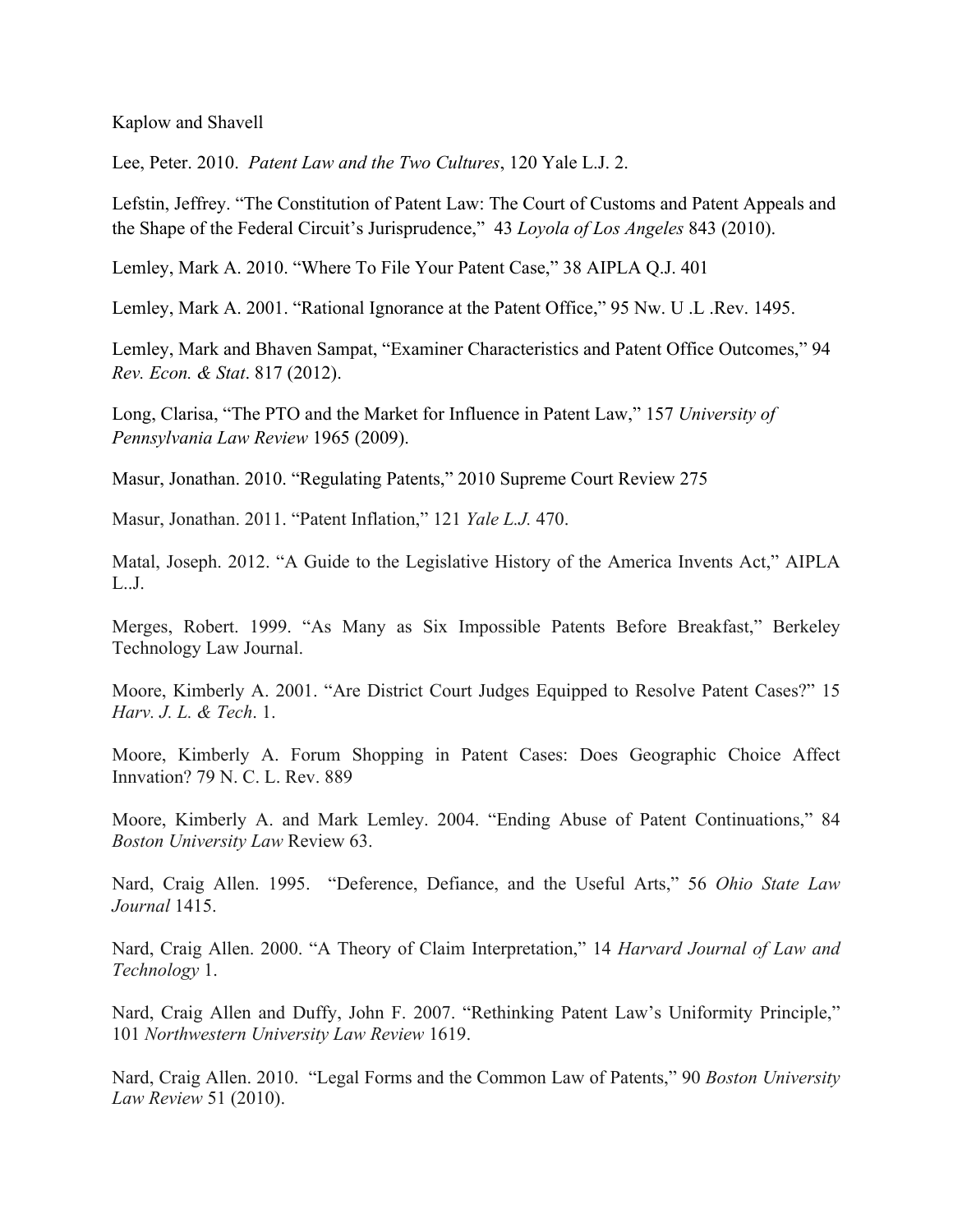Kaplow and Shavell

Lee, Peter. 2010. *Patent Law and the Two Cultures*, 120 Yale L.J. 2.

Lefstin, Jeffrey. "The Constitution of Patent Law: The Court of Customs and Patent Appeals and the Shape of the Federal Circuit's Jurisprudence," 43 *Loyola of Los Angeles* 843 (2010).

Lemley, Mark A. 2010. "Where To File Your Patent Case," 38 AIPLA Q.J. 401

Lemley, Mark A. 2001. "Rational Ignorance at the Patent Office," 95 Nw. U .L .Rev. 1495.

Lemley, Mark and Bhaven Sampat, "Examiner Characteristics and Patent Office Outcomes," 94 *Rev. Econ. & Stat*. 817 (2012).

Long, Clarisa, "The PTO and the Market for Influence in Patent Law," 157 *University of Pennsylvania Law Review* 1965 (2009).

Masur, Jonathan. 2010. "Regulating Patents," 2010 Supreme Court Review 275

Masur, Jonathan. 2011. "Patent Inflation," 121 *Yale L.J.* 470.

Matal, Joseph. 2012. "A Guide to the Legislative History of the America Invents Act," AIPLA L..J.

Merges, Robert. 1999. "As Many as Six Impossible Patents Before Breakfast," Berkeley Technology Law Journal.

Moore, Kimberly A. 2001. "Are District Court Judges Equipped to Resolve Patent Cases?" 15 *Harv. J. L. & Tech*. 1.

Moore, Kimberly A. Forum Shopping in Patent Cases: Does Geographic Choice Affect Innvation? 79 N. C. L. Rev. 889

Moore, Kimberly A. and Mark Lemley. 2004. "Ending Abuse of Patent Continuations," 84 *Boston University Law* Review 63.

Nard, Craig Allen. 1995. "Deference, Defiance, and the Useful Arts," 56 *Ohio State Law Journal* 1415.

Nard, Craig Allen. 2000. "A Theory of Claim Interpretation," 14 *Harvard Journal of Law and Technology* 1.

Nard, Craig Allen and Duffy, John F. 2007. "Rethinking Patent Law's Uniformity Principle," 101 *Northwestern University Law Review* 1619.

Nard, Craig Allen. 2010. "Legal Forms and the Common Law of Patents," 90 *Boston University Law Review* 51 (2010).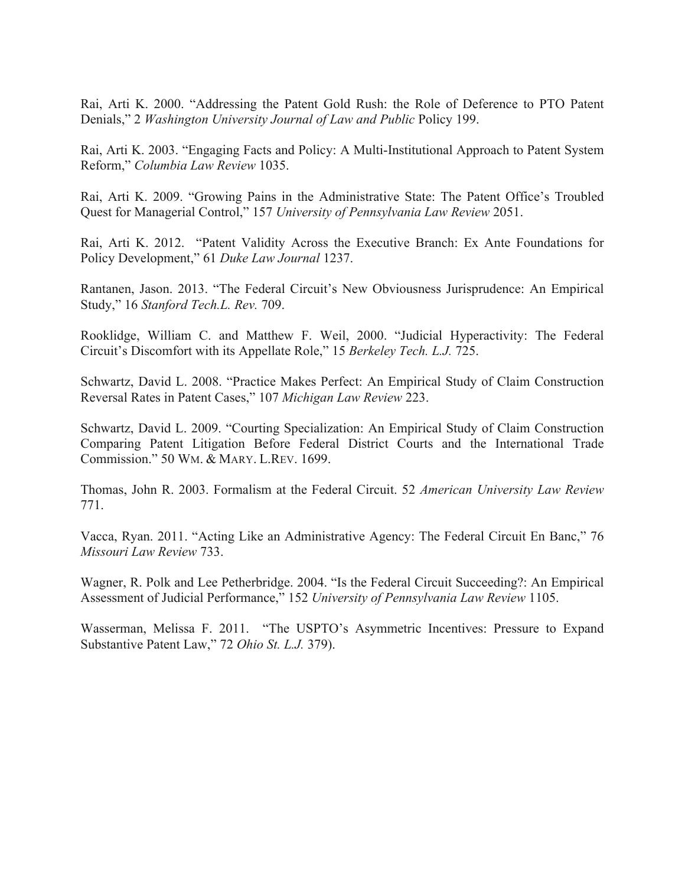Rai, Arti K. 2000. “Addressing the Patent Gold Rush: the Role of Deference to PTO Patent Denials,” 2 *Washington University Journal of Law and Public* Policy 199.

Rai, Arti K. 2003. “Engaging Facts and Policy: A Multi-Institutional Approach to Patent System Reform,” *Columbia Law Review* 1035.

Rai, Arti K. 2009. “Growing Pains in the Administrative State: The Patent Office’s Troubled Quest for Managerial Control,” 157 *University of Pennsylvania Law Review* 2051.

Rai, Arti K. 2012. “Patent Validity Across the Executive Branch: Ex Ante Foundations for Policy Development,” 61 *Duke Law Journal* 1237.

Rantanen, Jason. 2013. “The Federal Circuit’s New Obviousness Jurisprudence: An Empirical Study,” 16 *Stanford Tech.L. Rev.* 709.

Rooklidge, William C. and Matthew F. Weil, 2000. “Judicial Hyperactivity: The Federal Circuit’s Discomfort with its Appellate Role,” 15 *Berkeley Tech. L.J.* 725.

Schwartz, David L. 2008. “Practice Makes Perfect: An Empirical Study of Claim Construction Reversal Rates in Patent Cases,” 107 *Michigan Law Review* 223.

Schwartz, David L. 2009. “Courting Specialization: An Empirical Study of Claim Construction Comparing Patent Litigation Before Federal District Courts and the International Trade Commission.” 50 WM. & MARY. L.REV. 1699.

Thomas, John R. 2003. Formalism at the Federal Circuit. 52 *American University Law Review* 771.

Vacca, Ryan. 2011. “Acting Like an Administrative Agency: The Federal Circuit En Banc,” 76 *Missouri Law Review* 733.

Wagner, R. Polk and Lee Petherbridge. 2004. “Is the Federal Circuit Succeeding?: An Empirical Assessment of Judicial Performance,” 152 *University of Pennsylvania Law Review* 1105.

Wasserman, Melissa F. 2011. “The USPTO’s Asymmetric Incentives: Pressure to Expand Substantive Patent Law,” 72 *Ohio St. L.J.* 379).